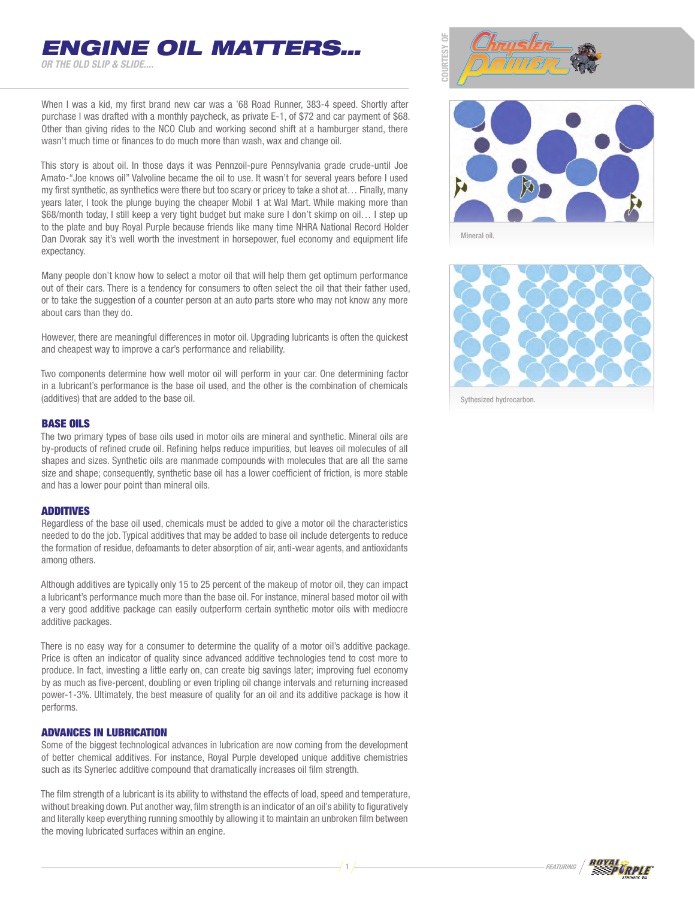# ENGINE OIL MATTERS...

*OR THE OLD SLIP & SLIDE....*

COURTESY OF Chrysler Power

When I was a kid, my first brand new car was a '68 Road Runner, 383-4 speed. Shortly after purchase I was drafted with a monthly paycheck, as private E-1, of $72 and car payment of $68. Other than giving rides to the NCO Club and working second shift at a hamburger stand, there wasn't much time or finances to do much more than wash, wax and change oil.

This story is about oil. In those days it was Pennzoil-pure Pennsylvania grade crude-until Joe Amato-"Joe knows oil" Valvoline became the oil to use. It wasn't for several years before I used my first synthetic, as synthetics were there but too scary or pricey to take a shot at… Finally, many years later, I took the plunge buying the cheaper Mobil 1 at Wal Mart. While making more than $68/month today, I still keep a very tight budget but make sure I don't skimp on oil… I step up to the plate and buy Royal Purple because friends like many time NHRA National Record Holder Dan Dvorak say it's well worth the investment in horsepower, fuel economy and equipment life expectancy.

Many people don't know how to select a motor oil that will help them get optimum performance out of their cars. There is a tendency for consumers to often select the oil that their father used, or to take the suggestion of a counter person at an auto parts store who may not know any more about cars than they do.

However, there are meaningful differences in motor oil. Upgrading lubricants is often the quickest and cheapest way to improve a car's performance and reliability.

Two components determine how well motor oil will perform in your car. One determining factor in a lubricant's performance is the base oil used, and the other is the combination of chemicals (additives) that are added to the base oil.

## BASE OILS

The two primary types of base oils used in motor oils are mineral and synthetic. Mineral oils are by-products of refined crude oil. Refining helps reduce impurities, but leaves oil molecules of all shapes and sizes. Synthetic oils are manmade compounds with molecules that are all the same size and shape; consequently, synthetic base oil has a lower coefficient of friction, is more stable and has a lower pour point than mineral oils.

Mineral oil.

Sythesized hydrocarbon.

## ADDITIVES

Regardless of the base oil used, chemicals must be added to give a motor oil the characteristics needed to do the job. Typical additives that may be added to base oil include detergents to reduce the formation of residue, defoamants to deter absorption of air, anti-wear agents, and antioxidants among others.

Although additives are typically only 15 to 25 percent of the makeup of motor oil, they can impact a lubricant's performance much more than the base oil. For instance, mineral based motor oil with a very good additive package can easily outperform certain synthetic motor oils with mediocre additive packages.

There is no easy way for a consumer to determine the quality of a motor oil's additive package. Price is often an indicator of quality since advanced additive technologies tend to cost more to produce. In fact, investing a little early on, can create big savings later; improving fuel economy by as much as five-percent, doubling or even tripling oil change intervals and returning increased power-1-3%. Ultimately, the best measure of quality for an oil and its additive package is how it performs.

## ADVANCES IN LUBRICATION

Some of the biggest technological advances in lubrication are now coming from the development of better chemical additives. For instance, Royal Purple developed unique additive chemistries such as its Synerlec additive compound that dramatically increases oil film strength.

The film strength of a lubricant is its ability to withstand the effects of load, speed and temperature, without breaking down. Put another way, film strength is an indicator of an oil's ability to figuratively and literally keep everything running smoothly by allowing it to maintain an unbroken film between the moving lubricated surfaces within an engine.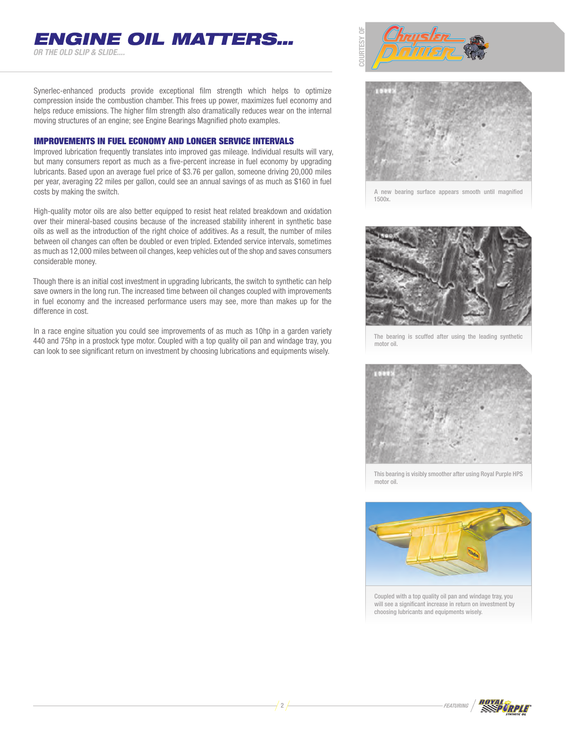# ENGINE OIL MATTERS...

*OR THE OLD SLIP & SLIDE....*

Synerlec-enhanced products provide exceptional film strength which helps to optimize compression inside the combustion chamber. This frees up power, maximizes fuel economy and helps reduce emissions. The higher film strength also dramatically reduces wear on the internal moving structures of an engine; see Engine Bearings Magnified photo examples.

## IMPROVEMENTS IN FUEL ECONOMY AND LONGER SERVICE INTERVALS

Improved lubrication frequently translates into improved gas mileage. Individual results will vary, but many consumers report as much as a five-percent increase in fuel economy by upgrading lubricants. Based upon an average fuel price of $3.76 per gallon, someone driving 20,000 miles per year, averaging 22 miles per gallon, could see an annual savings of as much as $160 in fuel costs by making the switch.

High-quality motor oils are also better equipped to resist heat related breakdown and oxidation over their mineral-based cousins because of the increased stability inherent in synthetic base oils as well as the introduction of the right choice of additives. As a result, the number of miles between oil changes can often be doubled or even tripled. Extended service intervals, sometimes as much as 12,000 miles between oil changes, keep vehicles out of the shop and saves consumers considerable money.

Though there is an initial cost investment in upgrading lubricants, the switch to synthetic can help save owners in the long run. The increased time between oil changes coupled with improvements in fuel economy and the increased performance users may see, more than makes up for the difference in cost.

In a race engine situation you could see improvements of as much as 10hp in a garden variety 440 and 75hp in a prostock type motor. Coupled with a top quality oil pan and windage tray, you can look to see significant return on investment by choosing lubrications and equipments wisely.

COURTESY OF Chrysler Power

A new bearing surface appears smooth until magnified 1500x.

The bearing is scuffed after using the leading synthetic motor oil.

This bearing is visibly smoother after using Royal Purple HPS motor oil.

Coupled with a top quality oil pan and windage tray, you will see a significant increase in return on investment by choosing lubricants and equipments wisely.